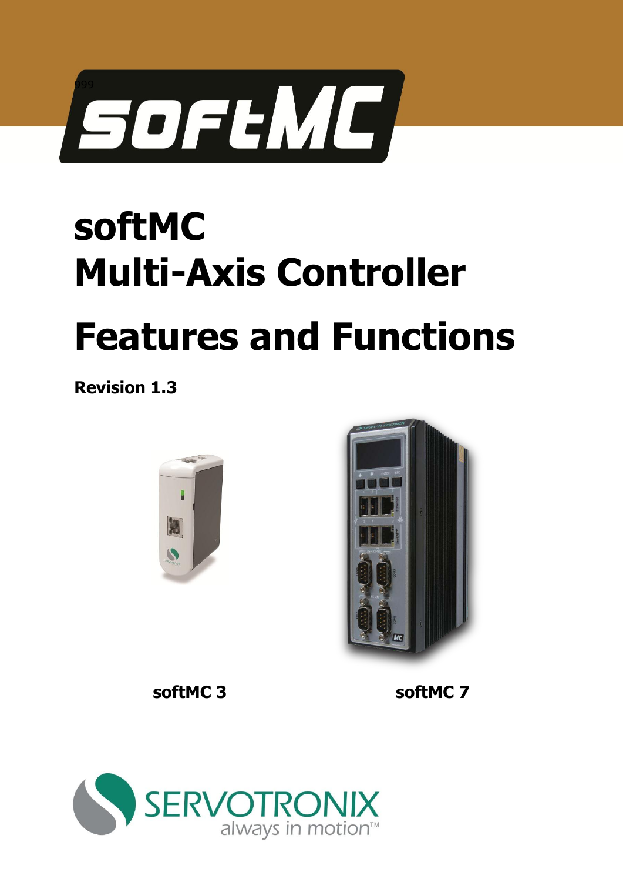# softMC
# Multi-Axis Controller

# Features and Functions

**Revision 1.3**

**softMC 3**

**softMC 7**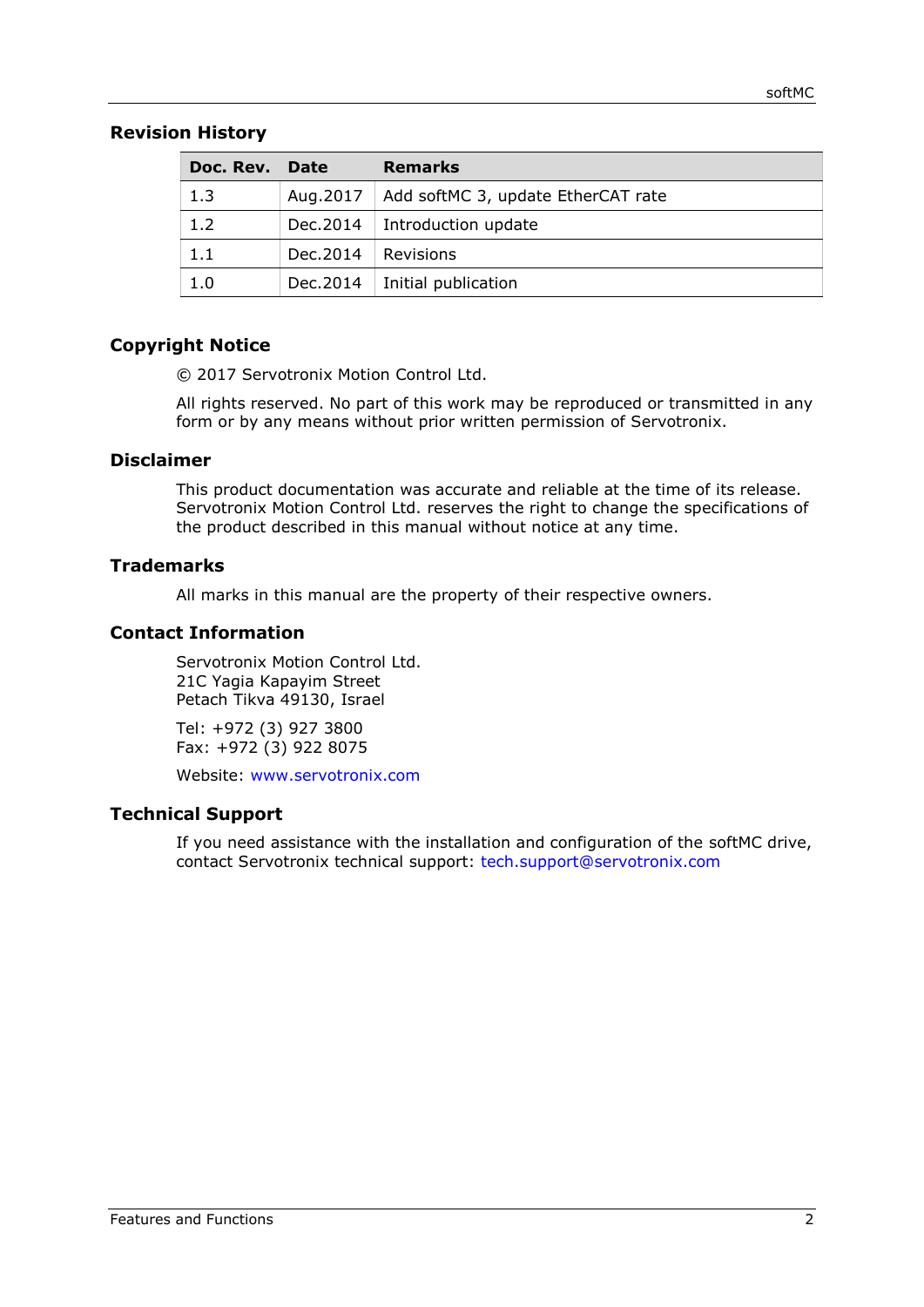## Revision History

| Doc. Rev. | Date | Remarks |
|---|---|---|
| 1.3 | Aug.2017 | Add softMC 3, update EtherCAT rate |
| 1.2 | Dec.2014 | Introduction update |
| 1.1 | Dec.2014 | Revisions |
| 1.0 | Dec.2014 | Initial publication |

## Copyright Notice

© 2017 Servotronix Motion Control Ltd.

All rights reserved. No part of this work may be reproduced or transmitted in any form or by any means without prior written permission of Servotronix.

## Disclaimer

This product documentation was accurate and reliable at the time of its release. Servotronix Motion Control Ltd. reserves the right to change the specifications of the product described in this manual without notice at any time.

## Trademarks

All marks in this manual are the property of their respective owners.

## Contact Information

Servotronix Motion Control Ltd.
21C Yagia Kapayim Street
Petach Tikva 49130, Israel

Tel: +972 (3) 927 3800
Fax: +972 (3) 922 8075

Website: www.servotronix.com

## Technical Support

If you need assistance with the installation and configuration of the softMC drive, contact Servotronix technical support: tech.support@servotronix.com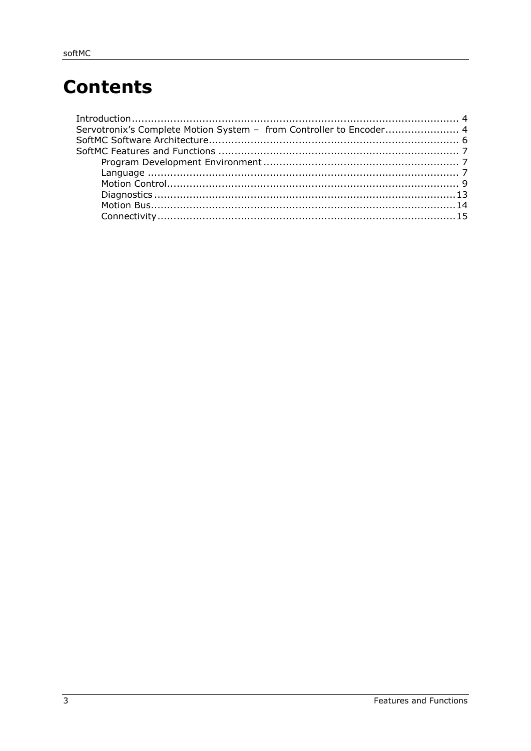# Contents

- Introduction ........................................................................................................ 4
- Servotronix's Complete Motion System – from Controller to Encoder....................... 4
- SoftMC Software Architecture............................................................................. 6
- SoftMC Features and Functions .......................................................................... 7
  - Program Development Environment ............................................................ 7
  - Language ................................................................................................. 7
  - Motion Control........................................................................................... 9
  - Diagnostics .............................................................................................13
  - Motion Bus...............................................................................................14
  - Connectivity.............................................................................................15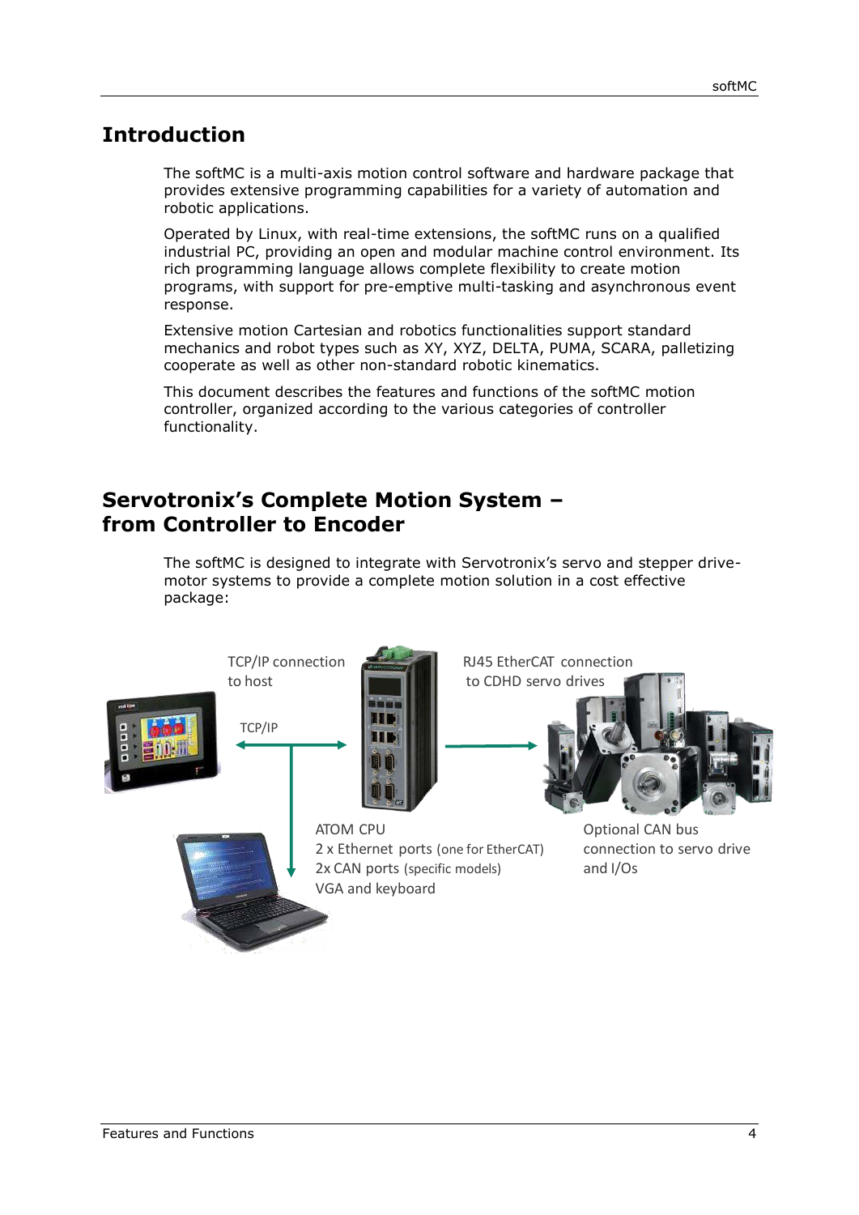# Introduction

The softMC is a multi-axis motion control software and hardware package that provides extensive programming capabilities for a variety of automation and robotic applications.

Operated by Linux, with real-time extensions, the softMC runs on a qualified industrial PC, providing an open and modular machine control environment. Its rich programming language allows complete flexibility to create motion programs, with support for pre-emptive multi-tasking and asynchronous event response.

Extensive motion Cartesian and robotics functionalities support standard mechanics and robot types such as XY, XYZ, DELTA, PUMA, SCARA, palletizing cooperate as well as other non-standard robotic kinematics.

This document describes the features and functions of the softMC motion controller, organized according to the various categories of controller functionality.

# Servotronix's Complete Motion System – from Controller to Encoder

The softMC is designed to integrate with Servotronix's servo and stepper drive-motor systems to provide a complete motion solution in a cost effective package:

TCP/IP connection to host

TCP/IP

RJ45 EtherCAT connection to CDHD servo drives

ATOM CPU
2 x Ethernet ports (one for EtherCAT)
2x CAN ports (specific models)
VGA and keyboard

Optional CAN bus connection to servo drive and I/Os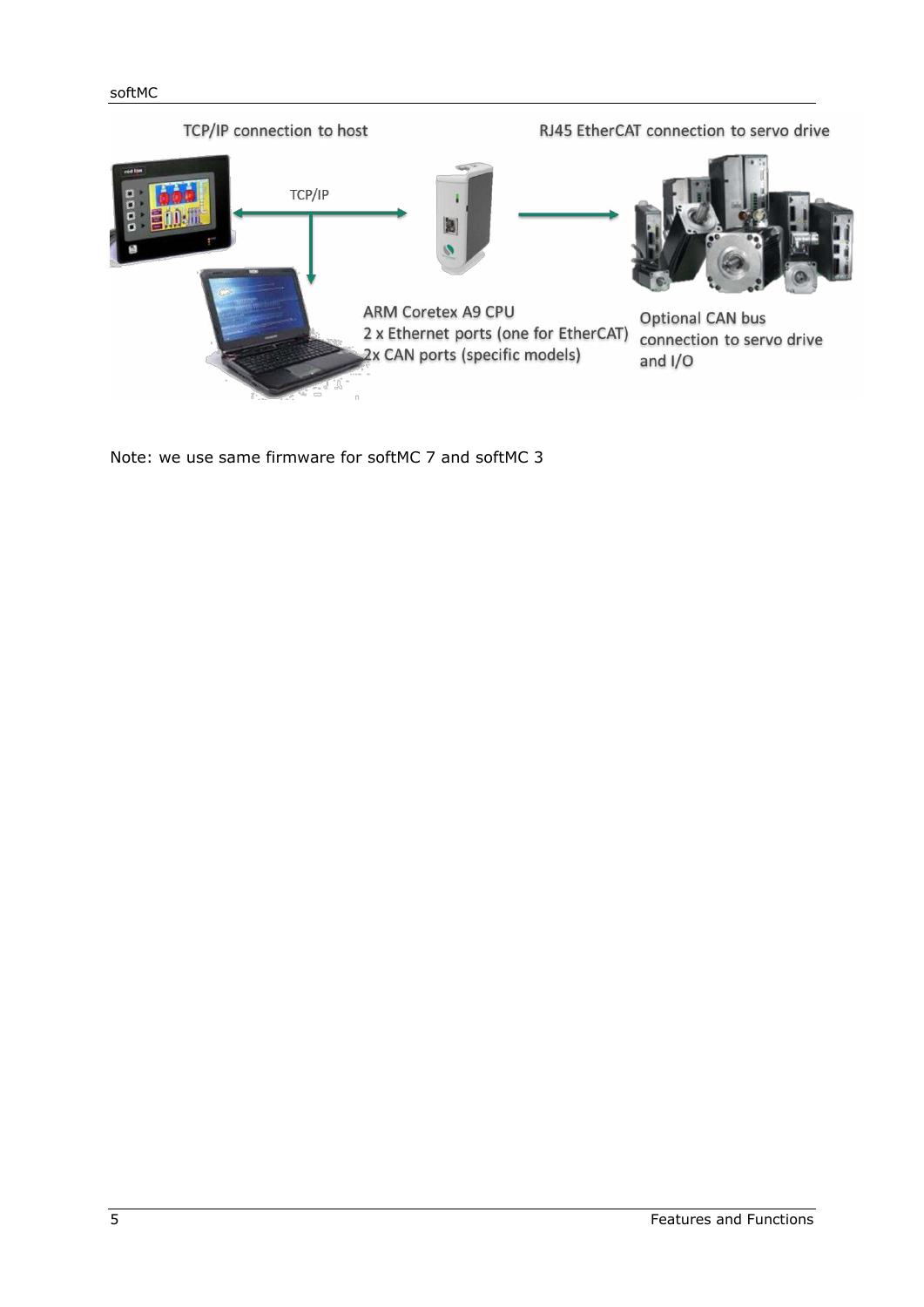TCP/IP connection to host

RJ45 EtherCAT connection to servo drive

TCP/IP

ARM Coretex A9 CPU
2 x Ethernet ports (one for EtherCAT)
2x CAN ports (specific models)

Optional CAN bus connection to servo drive and I/O

Note: we use same firmware for softMC 7 and softMC 3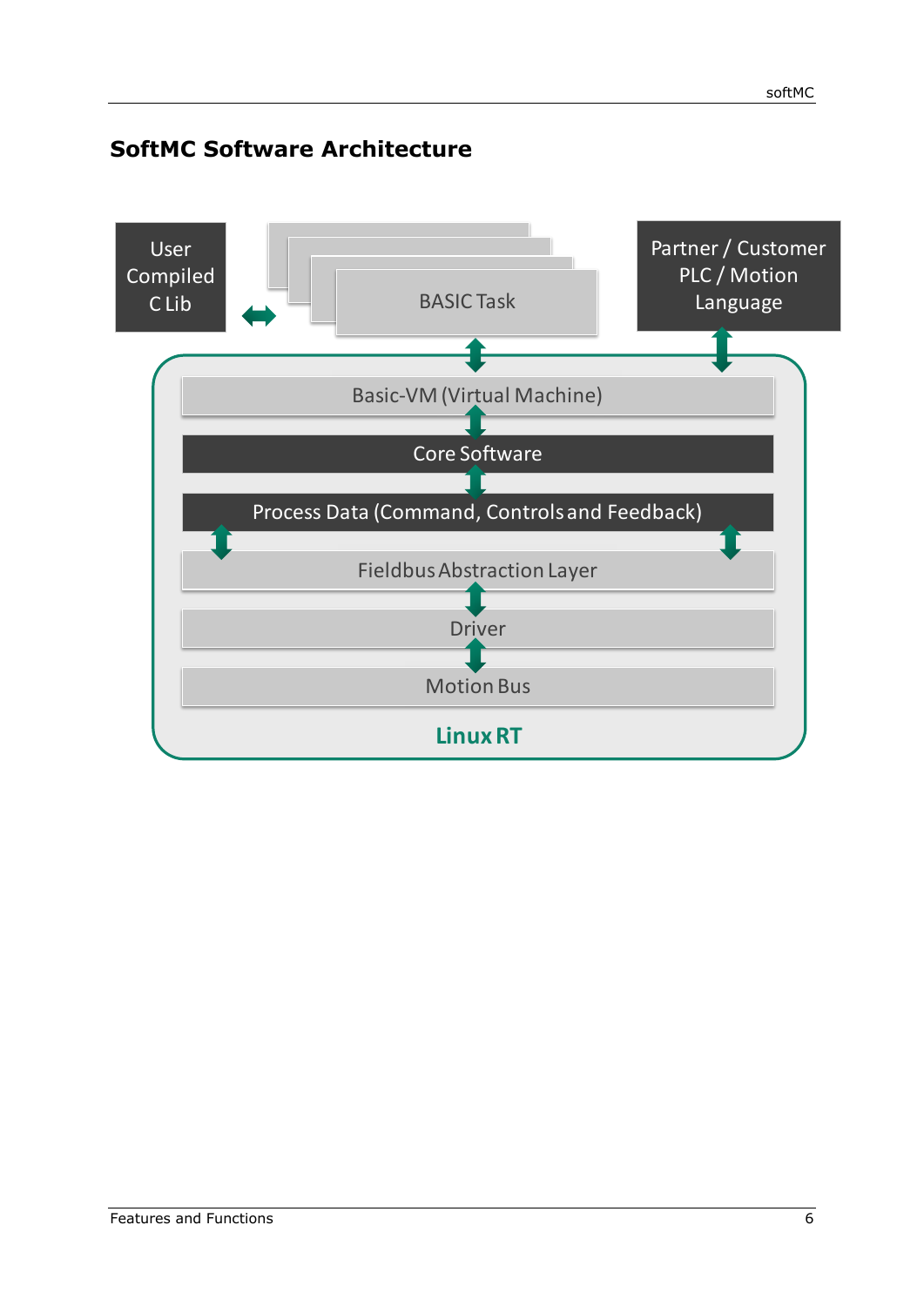## SoftMC Software Architecture

User Compiled C Lib

BASIC Task

Partner / Customer PLC / Motion Language

Basic-VM (Virtual Machine)

Core Software

Process Data (Command, Controls and Feedback)

Fieldbus Abstraction Layer

Driver

Motion Bus

Linux RT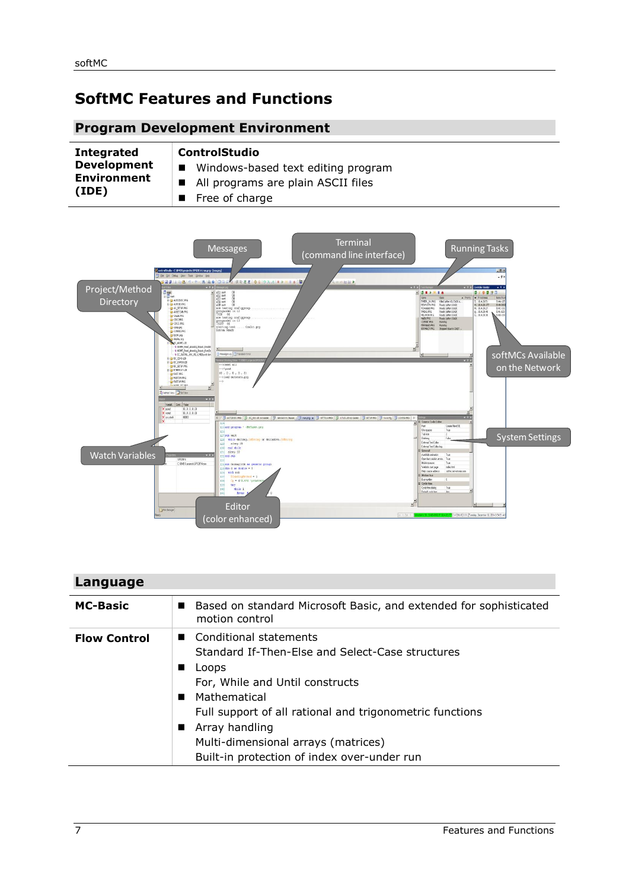# SoftMC Features and Functions

## Program Development Environment

| Integrated Development Environment (IDE) | **ControlStudio**<br>■ Windows-based text editing program<br>■ All programs are plain ASCII files<br>■ Free of charge |
|---|---|

## Language

| | |
|---|---|
| **MC-Basic** | ■ Based on standard Microsoft Basic, and extended for sophisticated motion control |
| **Flow Control** | ■ Conditional statements<br>Standard If-Then-Else and Select-Case structures<br>■ Loops<br>For, While and Until constructs<br>■ Mathematical<br>Full support of all rational and trigonometric functions<br>■ Array handling<br>Multi-dimensional arrays (matrices)<br>Built-in protection of index over-under run |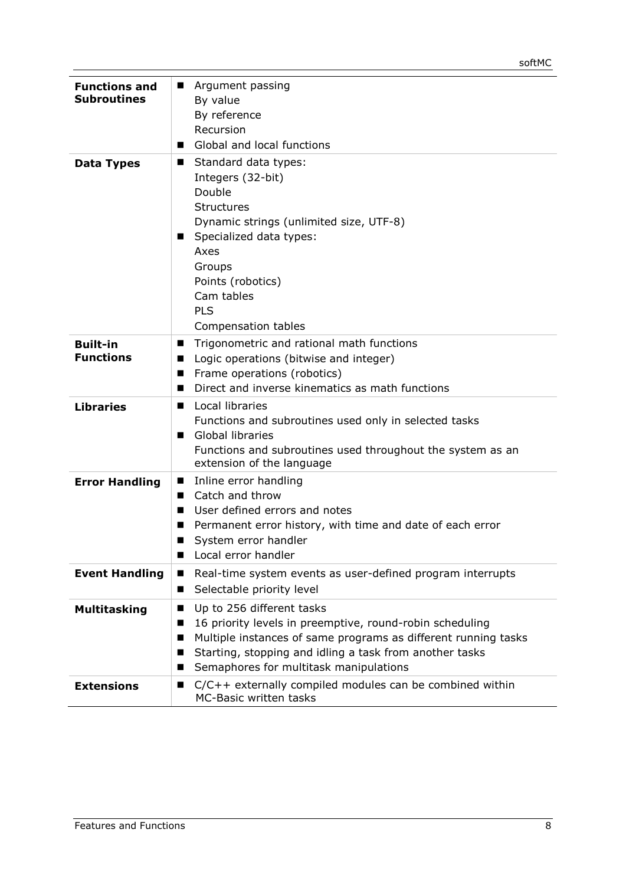| | |
|---|---|
| **Functions and Subroutines** | ■ Argument passing<br>By value<br>By reference<br>Recursion<br>■ Global and local functions |
| **Data Types** | ■ Standard data types:<br>Integers (32-bit)<br>Double<br>Structures<br>Dynamic strings (unlimited size, UTF-8)<br>■ Specialized data types:<br>Axes<br>Groups<br>Points (robotics)<br>Cam tables<br>PLS<br>Compensation tables |
| **Built-in Functions** | ■ Trigonometric and rational math functions<br>■ Logic operations (bitwise and integer)<br>■ Frame operations (robotics)<br>■ Direct and inverse kinematics as math functions |
| **Libraries** | ■ Local libraries<br>Functions and subroutines used only in selected tasks<br>■ Global libraries<br>Functions and subroutines used throughout the system as an extension of the language |
| **Error Handling** | ■ Inline error handling<br>■ Catch and throw<br>■ User defined errors and notes<br>■ Permanent error history, with time and date of each error<br>■ System error handler<br>■ Local error handler |
| **Event Handling** | ■ Real-time system events as user-defined program interrupts<br>■ Selectable priority level |
| **Multitasking** | ■ Up to 256 different tasks<br>■ 16 priority levels in preemptive, round-robin scheduling<br>■ Multiple instances of same programs as different running tasks<br>■ Starting, stopping and idling a task from another tasks<br>■ Semaphores for multitask manipulations |
| **Extensions** | ■ C/C++ externally compiled modules can be combined within MC-Basic written tasks |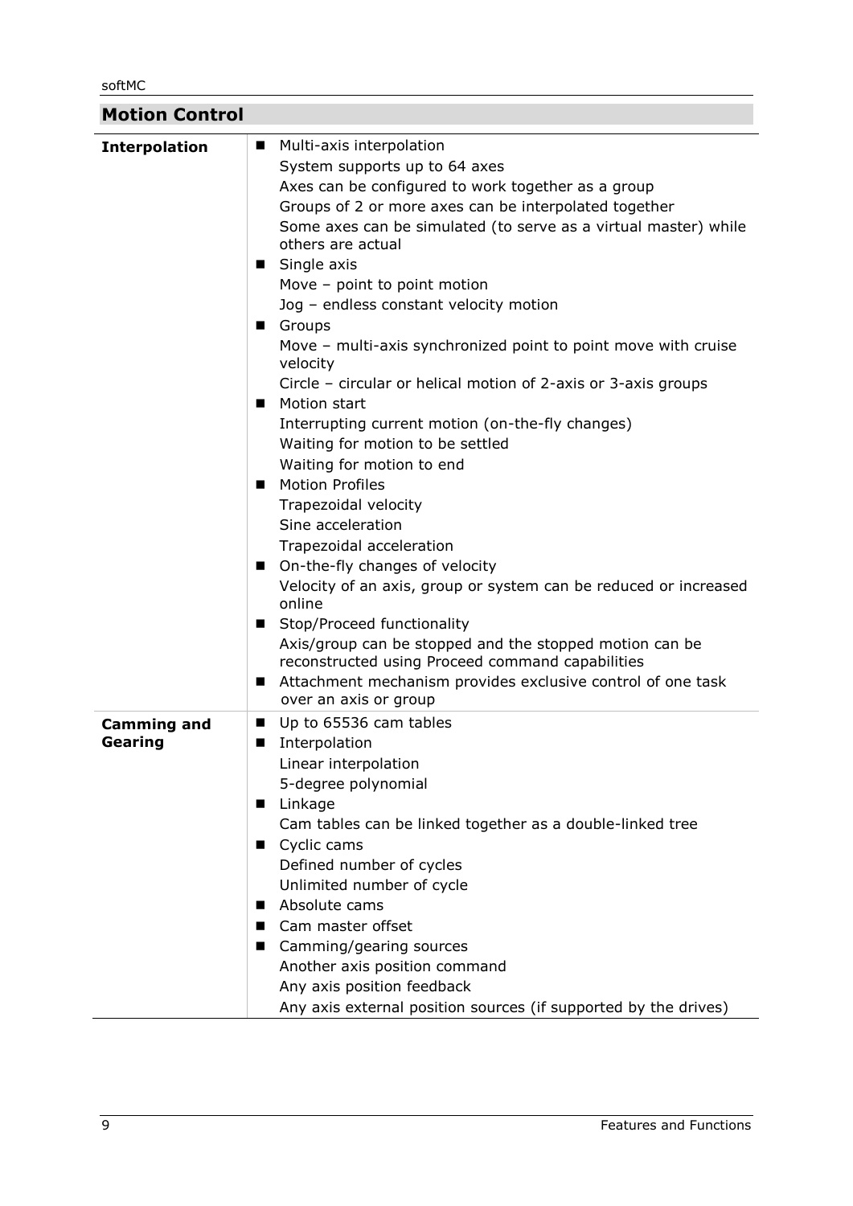## Motion Control

| | |
|---|---|
| **Interpolation** | ■ Multi-axis interpolation<br>System supports up to 64 axes<br>Axes can be configured to work together as a group<br>Groups of 2 or more axes can be interpolated together<br>Some axes can be simulated (to serve as a virtual master) while others are actual<br>■ Single axis<br>Move – point to point motion<br>Jog – endless constant velocity motion<br>■ Groups<br>Move – multi-axis synchronized point to point move with cruise velocity<br>Circle – circular or helical motion of 2-axis or 3-axis groups<br>■ Motion start<br>Interrupting current motion (on-the-fly changes)<br>Waiting for motion to be settled<br>Waiting for motion to end<br>■ Motion Profiles<br>Trapezoidal velocity<br>Sine acceleration<br>Trapezoidal acceleration<br>■ On-the-fly changes of velocity<br>Velocity of an axis, group or system can be reduced or increased online<br>■ Stop/Proceed functionality<br>Axis/group can be stopped and the stopped motion can be reconstructed using Proceed command capabilities<br>■ Attachment mechanism provides exclusive control of one task over an axis or group |
| **Camming and Gearing** | ■ Up to 65536 cam tables<br>■ Interpolation<br>Linear interpolation<br>5-degree polynomial<br>■ Linkage<br>Cam tables can be linked together as a double-linked tree<br>■ Cyclic cams<br>Defined number of cycles<br>Unlimited number of cycle<br>■ Absolute cams<br>■ Cam master offset<br>■ Camming/gearing sources<br>Another axis position command<br>Any axis position feedback<br>Any axis external position sources (if supported by the drives) |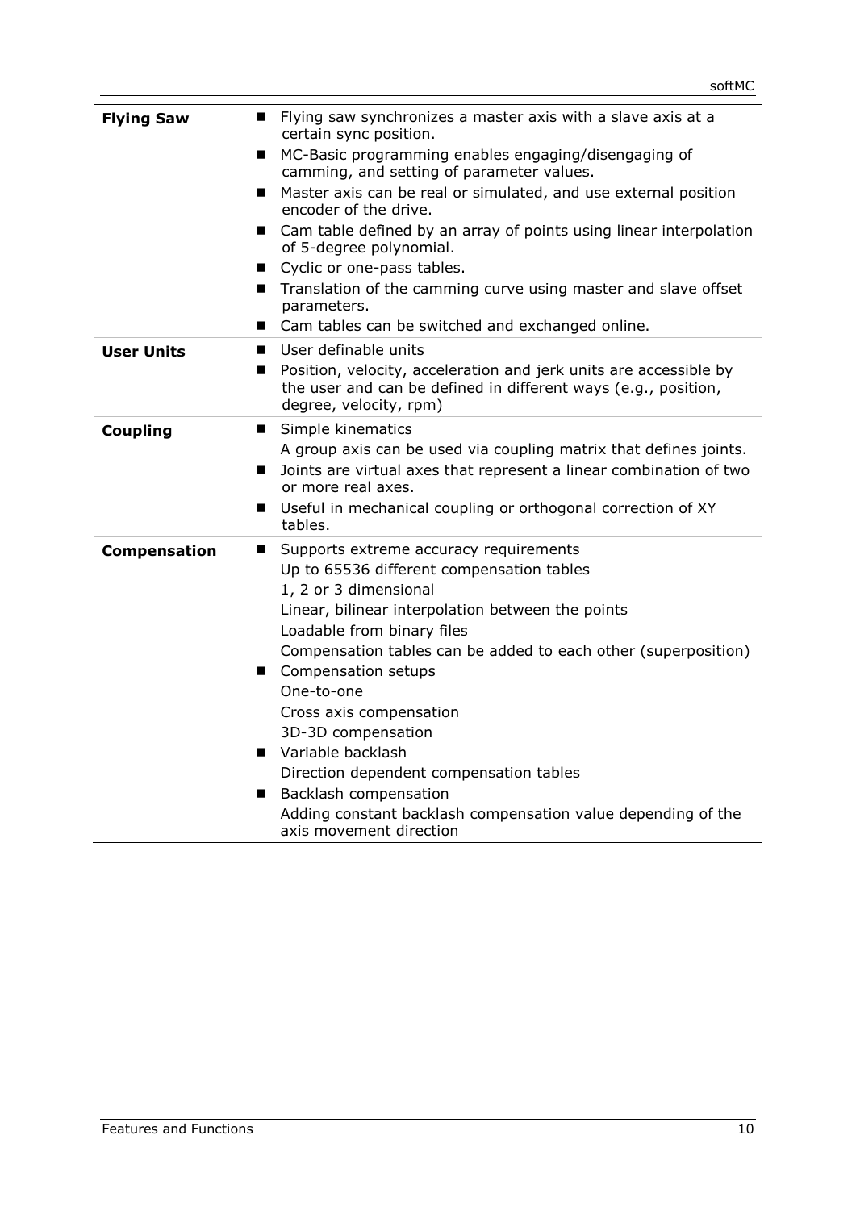| | |
|---|---|
| **Flying Saw** | ■ Flying saw synchronizes a master axis with a slave axis at a certain sync position.<br>■ MC-Basic programming enables engaging/disengaging of camming, and setting of parameter values.<br>■ Master axis can be real or simulated, and use external position encoder of the drive.<br>■ Cam table defined by an array of points using linear interpolation of 5-degree polynomial.<br>■ Cyclic or one-pass tables.<br>■ Translation of the camming curve using master and slave offset parameters.<br>■ Cam tables can be switched and exchanged online. |
| **User Units** | ■ User definable units<br>■ Position, velocity, acceleration and jerk units are accessible by the user and can be defined in different ways (e.g., position, degree, velocity, rpm) |
| **Coupling** | ■ Simple kinematics<br>A group axis can be used via coupling matrix that defines joints.<br>■ Joints are virtual axes that represent a linear combination of two or more real axes.<br>■ Useful in mechanical coupling or orthogonal correction of XY tables. |
| **Compensation** | ■ Supports extreme accuracy requirements<br>Up to 65536 different compensation tables<br>1, 2 or 3 dimensional<br>Linear, bilinear interpolation between the points<br>Loadable from binary files<br>Compensation tables can be added to each other (superposition)<br>■ Compensation setups<br>One-to-one<br>Cross axis compensation<br>3D-3D compensation<br>■ Variable backlash<br>Direction dependent compensation tables<br>■ Backlash compensation<br>Adding constant backlash compensation value depending of the axis movement direction |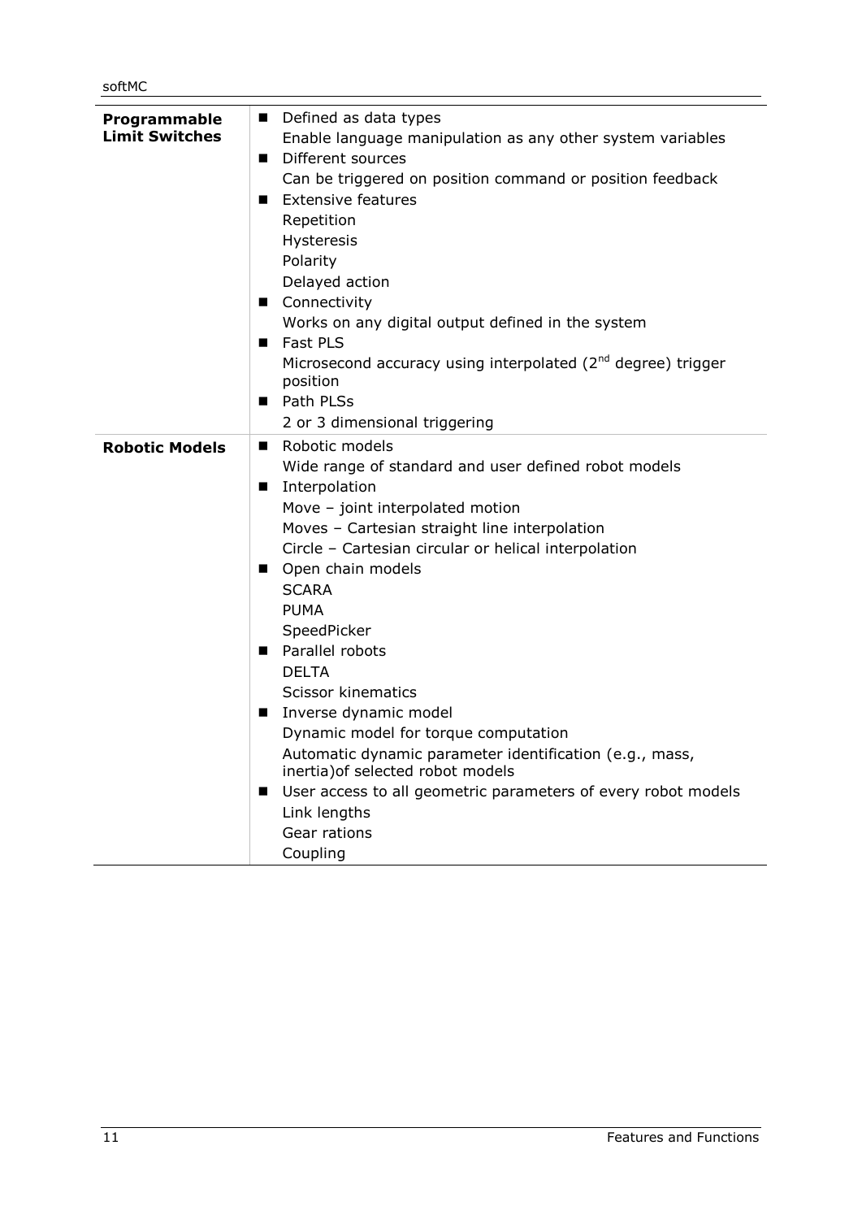| | |
|---|---|
| **Programmable Limit Switches** | ■ Defined as data types<br>Enable language manipulation as any other system variables<br>■ Different sources<br>Can be triggered on position command or position feedback<br>■ Extensive features<br>Repetition<br>Hysteresis<br>Polarity<br>Delayed action<br>■ Connectivity<br>Works on any digital output defined in the system<br>■ Fast PLS<br>Microsecond accuracy using interpolated ($2^{nd}$ degree) trigger position<br>■ Path PLSs<br>2 or 3 dimensional triggering |
| **Robotic Models** | ■ Robotic models<br>Wide range of standard and user defined robot models<br>■ Interpolation<br>Move – joint interpolated motion<br>Moves – Cartesian straight line interpolation<br>Circle – Cartesian circular or helical interpolation<br>■ Open chain models<br>SCARA<br>PUMA<br>SpeedPicker<br>■ Parallel robots<br>DELTA<br>Scissor kinematics<br>■ Inverse dynamic model<br>Dynamic model for torque computation<br>Automatic dynamic parameter identification (e.g., mass, inertia)of selected robot models<br>■ User access to all geometric parameters of every robot models<br>Link lengths<br>Gear rations<br>Coupling |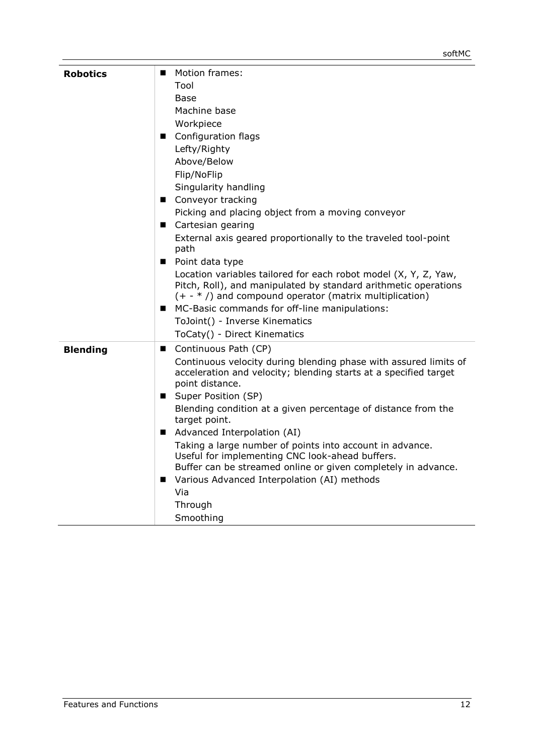| | |
|---|---|
| **Robotics** | ■ Motion frames:<br>Tool<br>Base<br>Machine base<br>Workpiece<br>■ Configuration flags<br>Lefty/Righty<br>Above/Below<br>Flip/NoFlip<br>Singularity handling<br>■ Conveyor tracking<br>Picking and placing object from a moving conveyor<br>■ Cartesian gearing<br>External axis geared proportionally to the traveled tool-point path<br>■ Point data type<br>Location variables tailored for each robot model (X, Y, Z, Yaw, Pitch, Roll), and manipulated by standard arithmetic operations (+ - * /) and compound operator (matrix multiplication)<br>■ MC-Basic commands for off-line manipulations:<br>ToJoint() - Inverse Kinematics<br>ToCaty() - Direct Kinematics |
| **Blending** | ■ Continuous Path (CP)<br>Continuous velocity during blending phase with assured limits of acceleration and velocity; blending starts at a specified target point distance.<br>■ Super Position (SP)<br>Blending condition at a given percentage of distance from the target point.<br>■ Advanced Interpolation (AI)<br>Taking a large number of points into account in advance. Useful for implementing CNC look-ahead buffers. Buffer can be streamed online or given completely in advance.<br>■ Various Advanced Interpolation (AI) methods<br>Via<br>Through<br>Smoothing |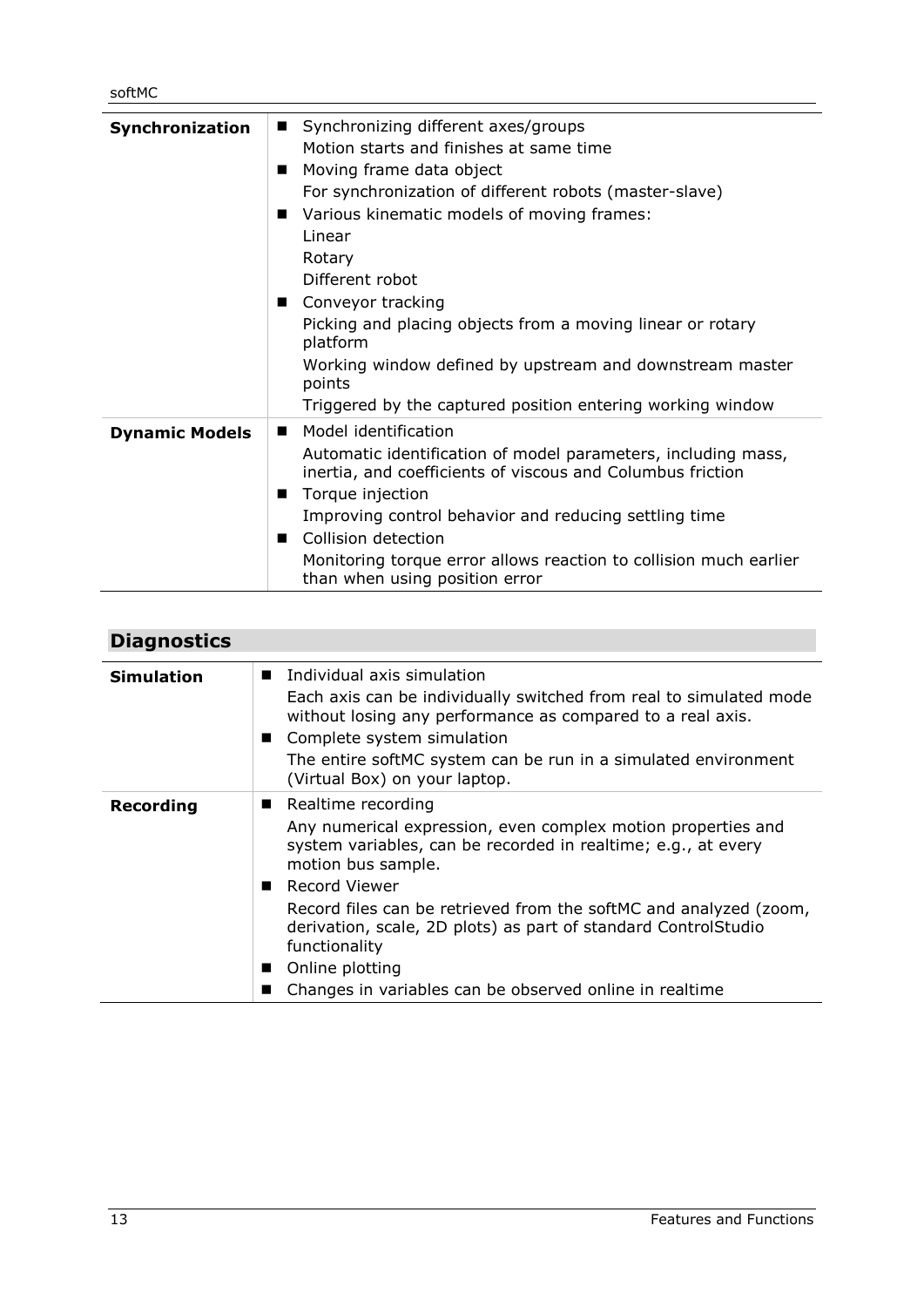| | |
|---|---|
| **Synchronization** | ■ Synchronizing different axes/groups<br>Motion starts and finishes at same time<br>■ Moving frame data object<br>For synchronization of different robots (master-slave)<br>■ Various kinematic models of moving frames:<br>Linear<br>Rotary<br>Different robot<br>■ Conveyor tracking<br>Picking and placing objects from a moving linear or rotary platform<br>Working window defined by upstream and downstream master points<br>Triggered by the captured position entering working window |
| **Dynamic Models** | ■ Model identification<br>Automatic identification of model parameters, including mass, inertia, and coefficients of viscous and Columbus friction<br>■ Torque injection<br>Improving control behavior and reducing settling time<br>■ Collision detection<br>Monitoring torque error allows reaction to collision much earlier than when using position error |

## Diagnostics

| | |
|---|---|
| **Simulation** | ■ Individual axis simulation<br>Each axis can be individually switched from real to simulated mode without losing any performance as compared to a real axis.<br>■ Complete system simulation<br>The entire softMC system can be run in a simulated environment (Virtual Box) on your laptop. |
| **Recording** | ■ Realtime recording<br>Any numerical expression, even complex motion properties and system variables, can be recorded in realtime; e.g., at every motion bus sample.<br>■ Record Viewer<br>Record files can be retrieved from the softMC and analyzed (zoom, derivation, scale, 2D plots) as part of standard ControlStudio functionality<br>■ Online plotting<br>■ Changes in variables can be observed online in realtime |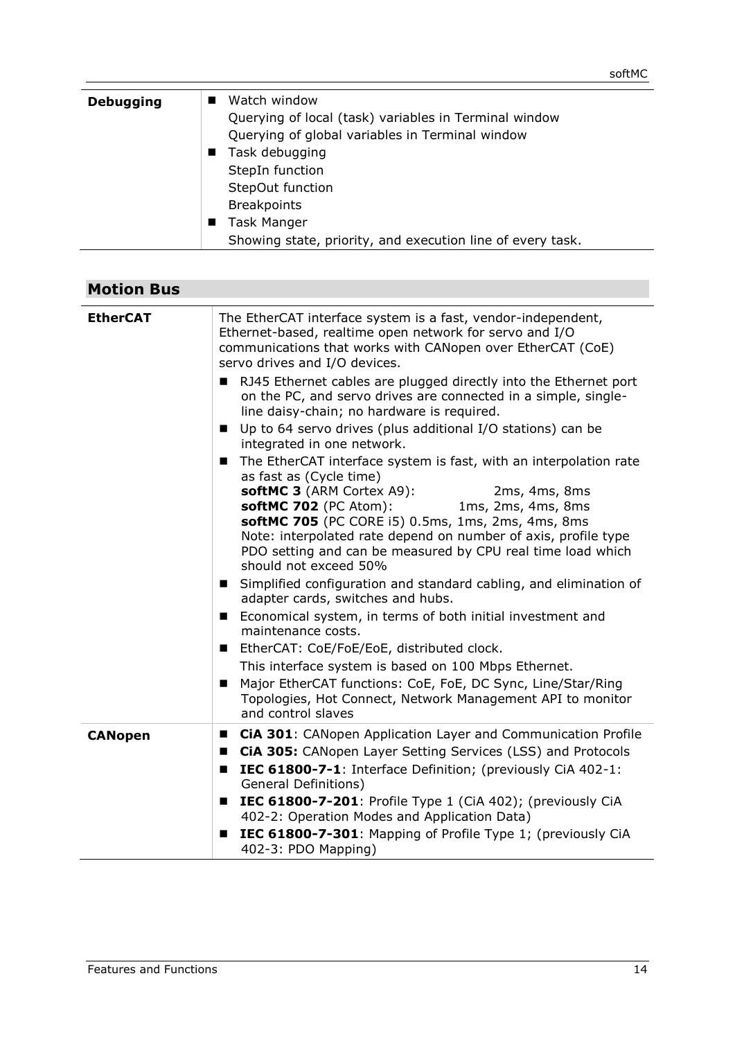| | |
|---|---|
| **Debugging** | ■ Watch window<br>Querying of local (task) variables in Terminal window<br>Querying of global variables in Terminal window<br>■ Task debugging<br>StepIn function<br>StepOut function<br>Breakpoints<br>■ Task Manger<br>Showing state, priority, and execution line of every task. |

## Motion Bus

| | |
|---|---|
| **EtherCAT** | The EtherCAT interface system is a fast, vendor-independent, Ethernet-based, realtime open network for servo and I/O communications that works with CANopen over EtherCAT (CoE) servo drives and I/O devices.<br>■ RJ45 Ethernet cables are plugged directly into the Ethernet port on the PC, and servo drives are connected in a simple, single-line daisy-chain; no hardware is required.<br>■ Up to 64 servo drives (plus additional I/O stations) can be integrated in one network.<br>■ The EtherCAT interface system is fast, with an interpolation rate as fast as (Cycle time)<br>**softMC 3** (ARM Cortex A9): 2ms, 4ms, 8ms<br>**softMC 702** (PC Atom): 1ms, 2ms, 4ms, 8ms<br>**softMC 705** (PC CORE i5) 0.5ms, 1ms, 2ms, 4ms, 8ms<br>Note: interpolated rate depend on number of axis, profile type PDO setting and can be measured by CPU real time load which should not exceed 50%<br>■ Simplified configuration and standard cabling, and elimination of adapter cards, switches and hubs.<br>■ Economical system, in terms of both initial investment and maintenance costs.<br>■ EtherCAT: CoE/FoE/EoE, distributed clock.<br>This interface system is based on 100 Mbps Ethernet.<br>■ Major EtherCAT functions: CoE, FoE, DC Sync, Line/Star/Ring Topologies, Hot Connect, Network Management API to monitor and control slaves |
| **CANopen** | ■ **CiA 301**: CANopen Application Layer and Communication Profile<br>■ **CiA 305:** CANopen Layer Setting Services (LSS) and Protocols<br>■ **IEC 61800-7-1**: Interface Definition; (previously CiA 402-1: General Definitions)<br>■ **IEC 61800-7-201**: Profile Type 1 (CiA 402); (previously CiA 402-2: Operation Modes and Application Data)<br>■ **IEC 61800-7-301**: Mapping of Profile Type 1; (previously CiA 402-3: PDO Mapping) |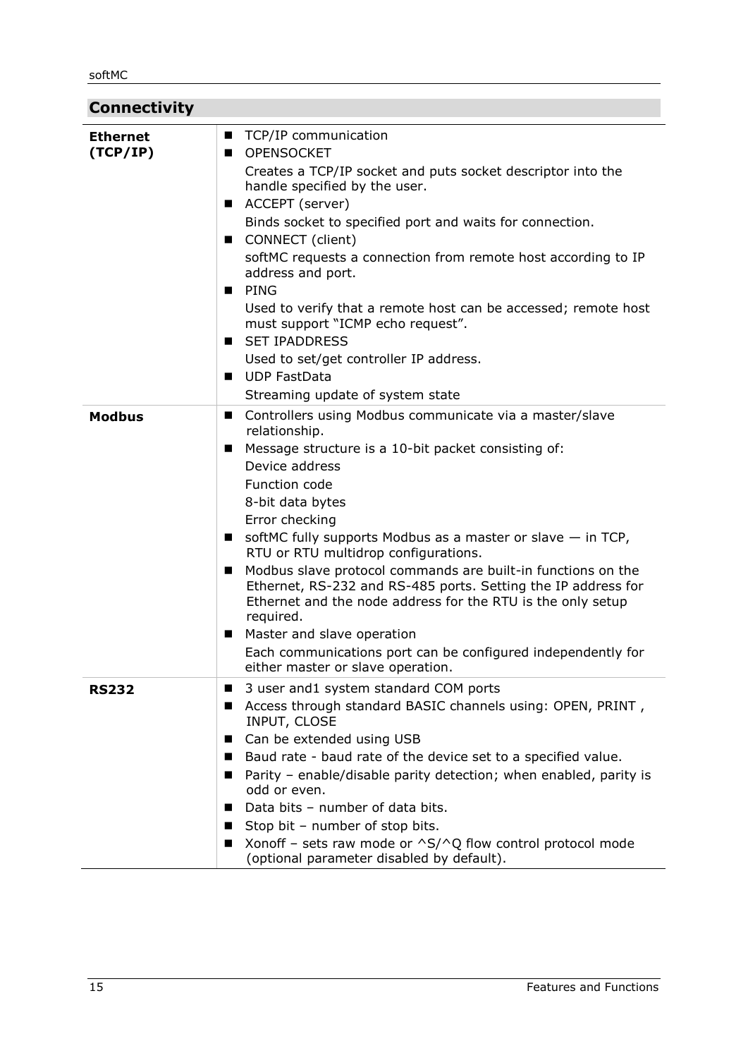## Connectivity

| | |
|---|---|
| **Ethernet (TCP/IP)** | ■ TCP/IP communication<br>■ OPENSOCKET<br>Creates a TCP/IP socket and puts socket descriptor into the handle specified by the user.<br>■ ACCEPT (server)<br>Binds socket to specified port and waits for connection.<br>■ CONNECT (client)<br>softMC requests a connection from remote host according to IP address and port.<br>■ PING<br>Used to verify that a remote host can be accessed; remote host must support "ICMP echo request".<br>■ SET IPADDRESS<br>Used to set/get controller IP address.<br>■ UDP FastData<br>Streaming update of system state |
| **Modbus** | ■ Controllers using Modbus communicate via a master/slave relationship.<br>■ Message structure is a 10-bit packet consisting of:<br>Device address<br>Function code<br>8-bit data bytes<br>Error checking<br>■ softMC fully supports Modbus as a master or slave — in TCP, RTU or RTU multidrop configurations.<br>■ Modbus slave protocol commands are built-in functions on the Ethernet, RS-232 and RS-485 ports. Setting the IP address for Ethernet and the node address for the RTU is the only setup required.<br>■ Master and slave operation<br>Each communications port can be configured independently for either master or slave operation. |
| **RS232** | ■ 3 user and1 system standard COM ports<br>■ Access through standard BASIC channels using: OPEN, PRINT , INPUT, CLOSE<br>■ Can be extended using USB<br>■ Baud rate - baud rate of the device set to a specified value.<br>■ Parity – enable/disable parity detection; when enabled, parity is odd or even.<br>■ Data bits – number of data bits.<br>■ Stop bit – number of stop bits.<br>■ Xonoff – sets raw mode or ^S/^Q flow control protocol mode (optional parameter disabled by default). |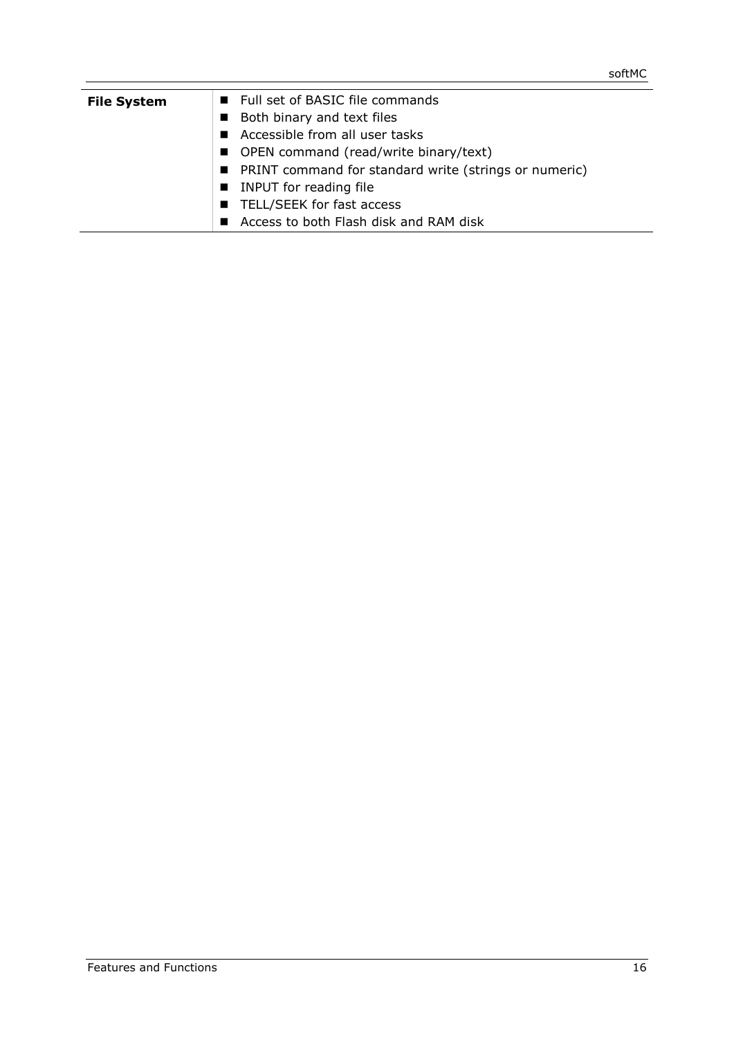| | |
|---|---|
| **File System** | ■ Full set of BASIC file commands<br>■ Both binary and text files<br>■ Accessible from all user tasks<br>■ OPEN command (read/write binary/text)<br>■ PRINT command for standard write (strings or numeric)<br>■ INPUT for reading file<br>■ TELL/SEEK for fast access<br>■ Access to both Flash disk and RAM disk |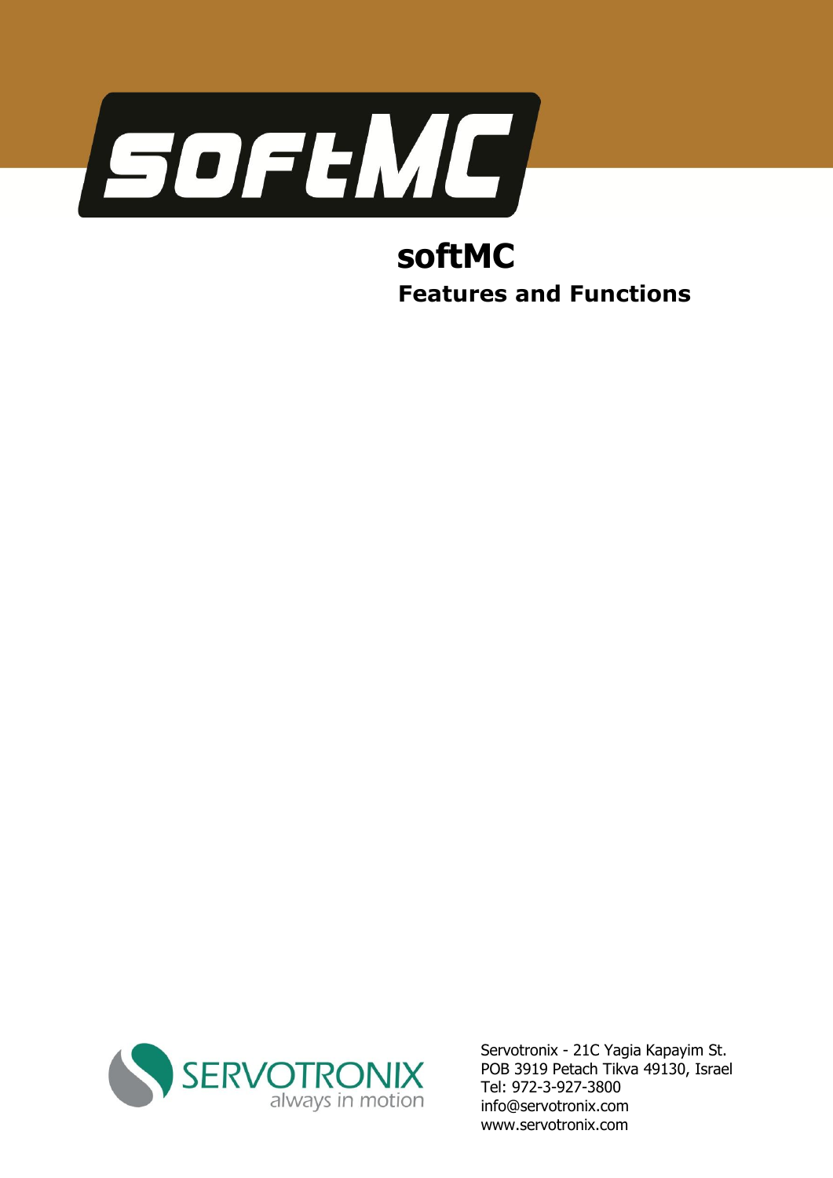# softMC

## Features and Functions

Servotronix - 21C Yagia Kapayim St.
POB 3919 Petach Tikva 49130, Israel
Tel: 972-3-927-3800
info@servotronix.com
www.servotronix.com